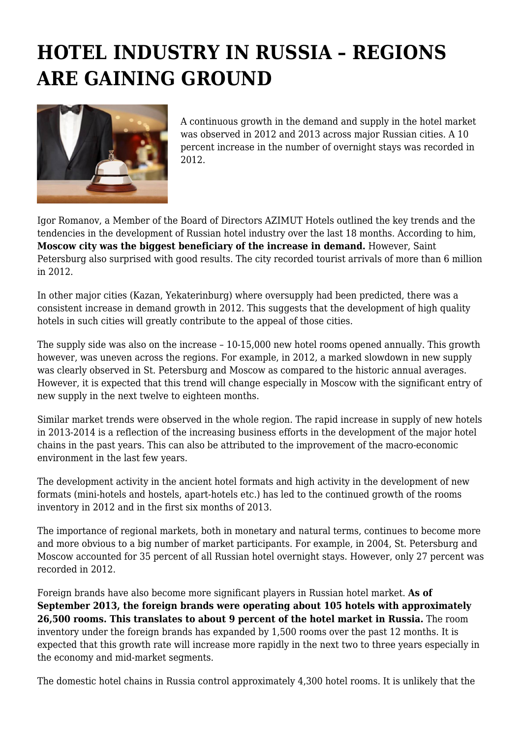# HOTEL INDUSTRY IN RUSSIA – REGIONS ARE GAINING GROUND

A continuous growth in the demand and supply in the hotel market was observed in 2012 and 2013 across major Russian cities. A 10 percent increase in the number of overnight stays was recorded in 2012.

Igor Romanov, a Member of the Board of Directors AZIMUT Hotels outlined the key trends and the tendencies in the development of Russian hotel industry over the last 18 months. According to him, **Moscow city was the biggest beneficiary of the increase in demand.** However, Saint Petersburg also surprised with good results. The city recorded tourist arrivals of more than 6 million in 2012.

In other major cities (Kazan, Yekaterinburg) where oversupply had been predicted, there was a consistent increase in demand growth in 2012. This suggests that the development of high quality hotels in such cities will greatly contribute to the appeal of those cities.

The supply side was also on the increase – 10-15,000 new hotel rooms opened annually. This growth however, was uneven across the regions. For example, in 2012, a marked slowdown in new supply was clearly observed in St. Petersburg and Moscow as compared to the historic annual averages. However, it is expected that this trend will change especially in Moscow with the significant entry of new supply in the next twelve to eighteen months.

Similar market trends were observed in the whole region. The rapid increase in supply of new hotels in 2013-2014 is a reflection of the increasing business efforts in the development of the major hotel chains in the past years. This can also be attributed to the improvement of the macro-economic environment in the last few years.

The development activity in the ancient hotel formats and high activity in the development of new formats (mini-hotels and hostels, apart-hotels etc.) has led to the continued growth of the rooms inventory in 2012 and in the first six months of 2013.

The importance of regional markets, both in monetary and natural terms, continues to become more and more obvious to a big number of market participants. For example, in 2004, St. Petersburg and Moscow accounted for 35 percent of all Russian hotel overnight stays. However, only 27 percent was recorded in 2012.

Foreign brands have also become more significant players in Russian hotel market. **As of September 2013, the foreign brands were operating about 105 hotels with approximately 26,500 rooms. This translates to about 9 percent of the hotel market in Russia.** The room inventory under the foreign brands has expanded by 1,500 rooms over the past 12 months. It is expected that this growth rate will increase more rapidly in the next two to three years especially in the economy and mid-market segments.

The domestic hotel chains in Russia control approximately 4,300 hotel rooms. It is unlikely that the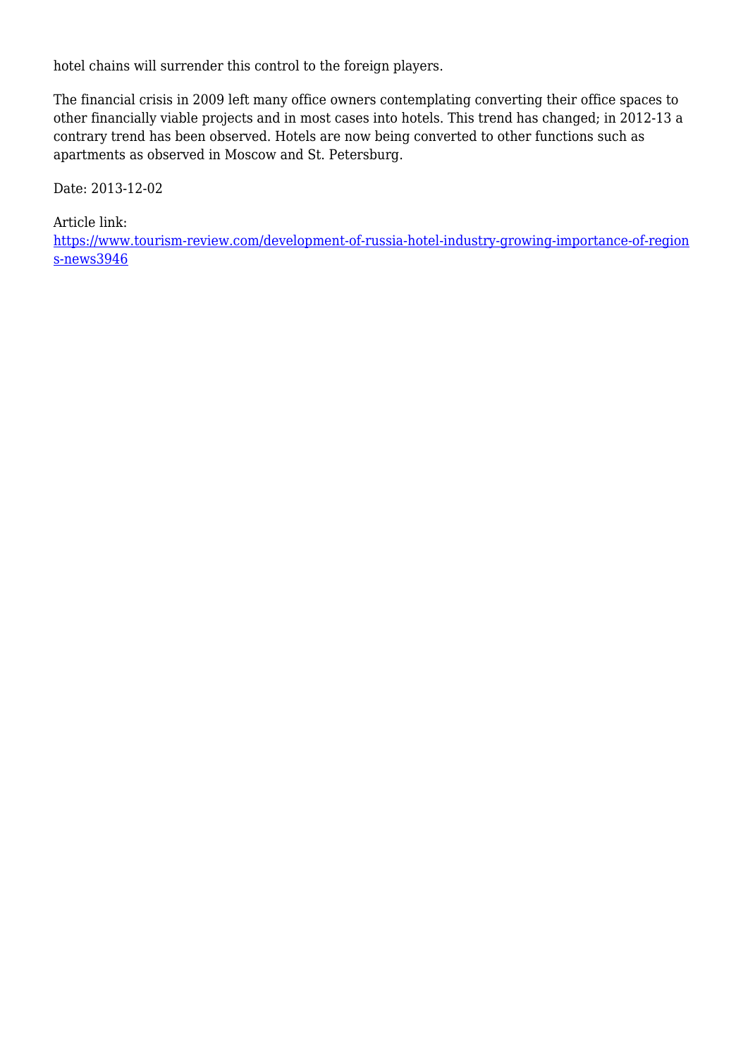hotel chains will surrender this control to the foreign players.

The financial crisis in 2009 left many office owners contemplating converting their office spaces to other financially viable projects and in most cases into hotels. This trend has changed; in 2012-13 a contrary trend has been observed. Hotels are now being converted to other functions such as apartments as observed in Moscow and St. Petersburg.

Date: 2013-12-02

Article link:
[https://www.tourism-review.com/development-of-russia-hotel-industry-growing-importance-of-regions-news3946](https://www.tourism-review.com/development-of-russia-hotel-industry-growing-importance-of-regions-news3946)